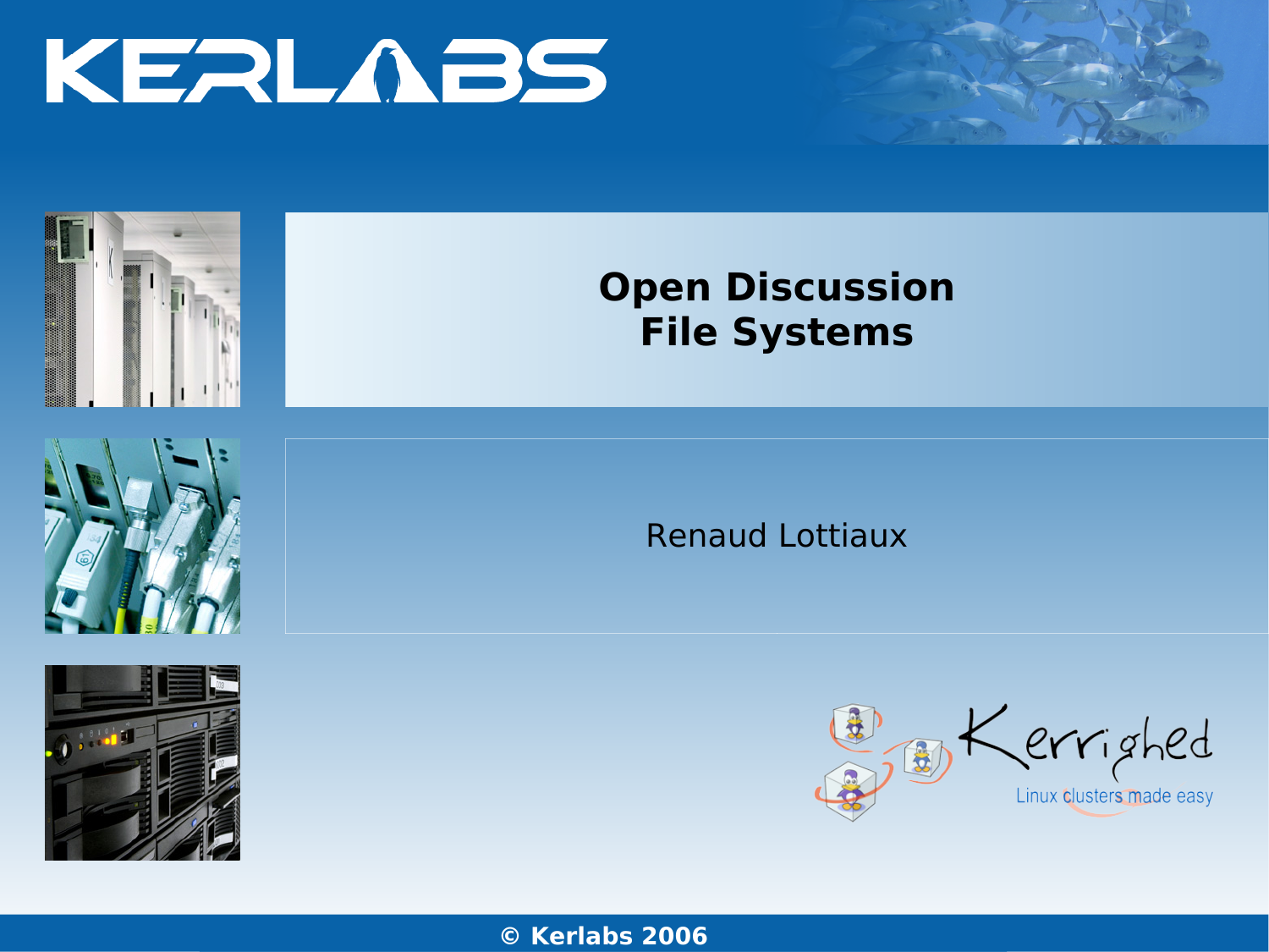# Open Discussion
# File Systems

Renaud Lottiaux

Kerrighed

Linux clusters made easy

© Kerlabs 2006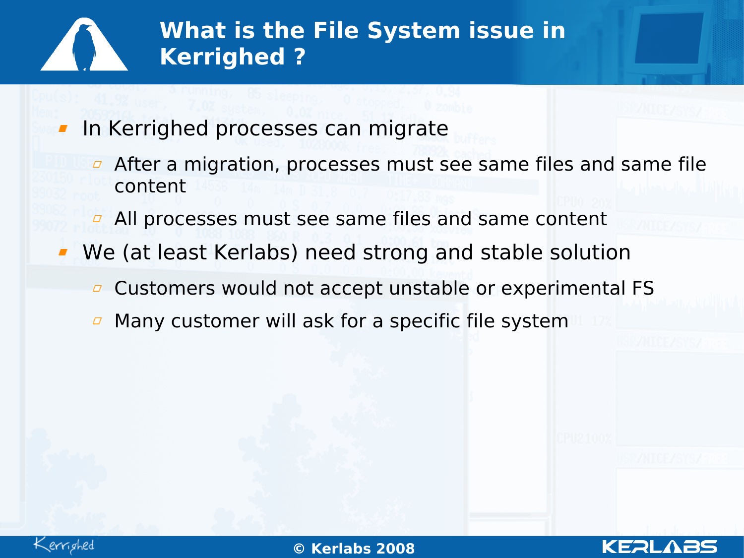# What is the File System issue in Kerrighed ?

- In Kerrighed processes can migrate
  - After a migration, processes must see same files and same file content
  - All processes must see same files and same content
- We (at least Kerlabs) need strong and stable solution
  - Customers would not accept unstable or experimental FS
  - Many customer will ask for a specific file system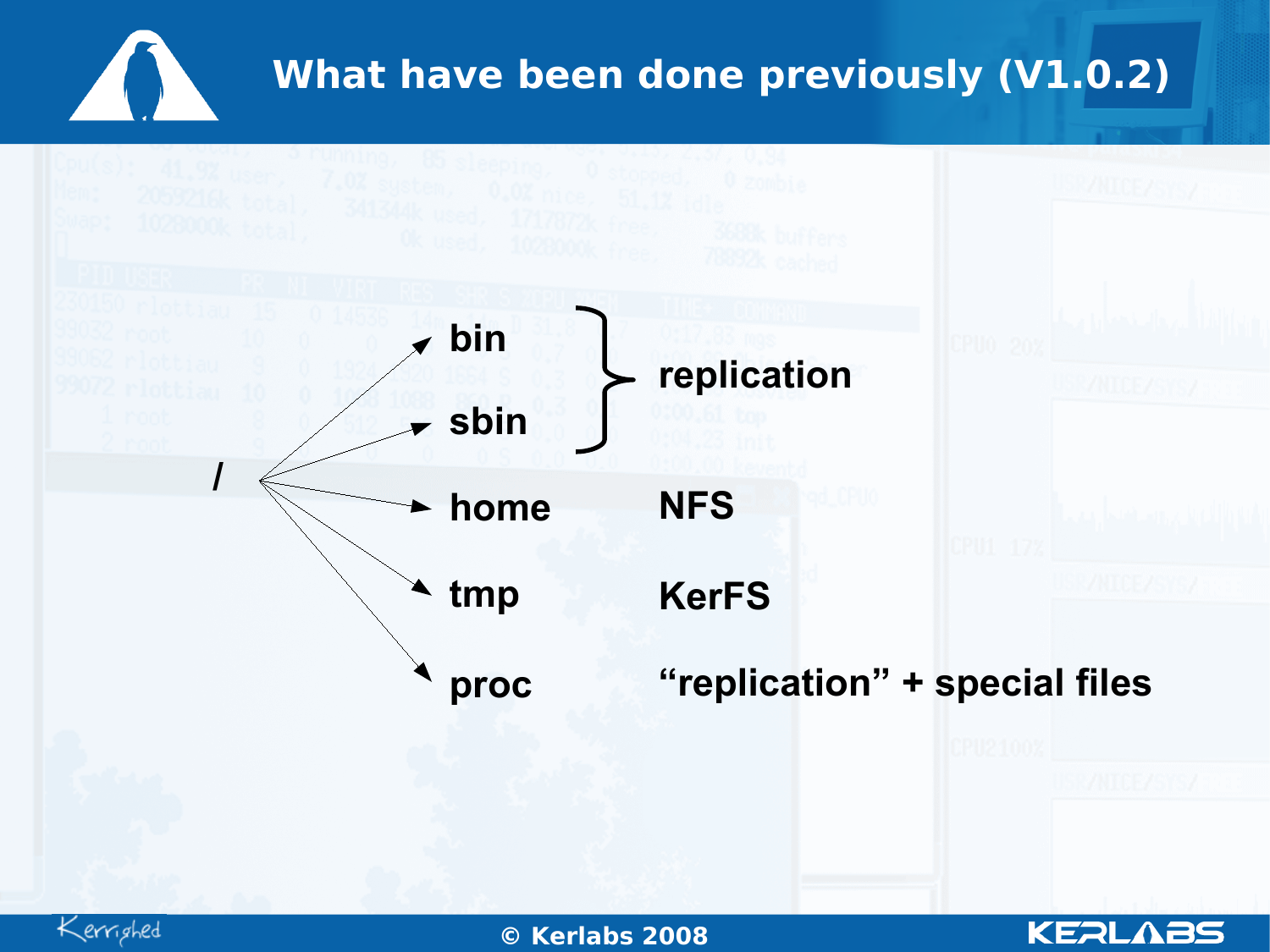# What have been done previously (V1.0.2)

/

| Directory | Handling |
|---|---|
| bin | replication |
| sbin | replication |
| home | NFS |
| tmp | KerFS |
| proc | “replication” + special files |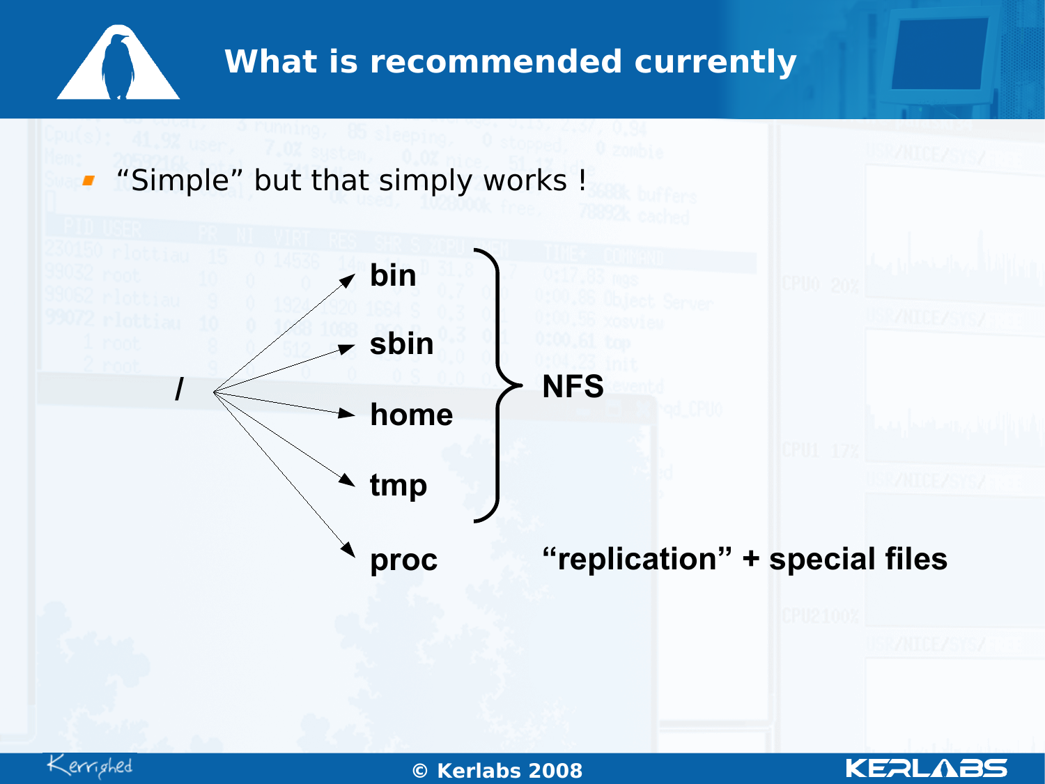# What is recommended currently

- "Simple" but that simply works !

/

- bin
- sbin
- home
- tmp
- proc

bin, sbin, home, tmp: **NFS**

proc: **"replication" + special files**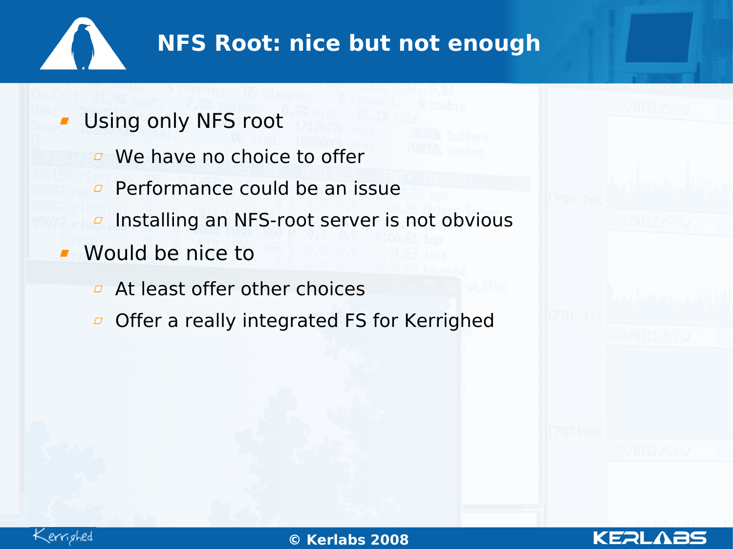# NFS Root: nice but not enough

- Using only NFS root
  - We have no choice to offer
  - Performance could be an issue
  - Installing an NFS-root server is not obvious
- Would be nice to
  - At least offer other choices
  - Offer a really integrated FS for Kerrighed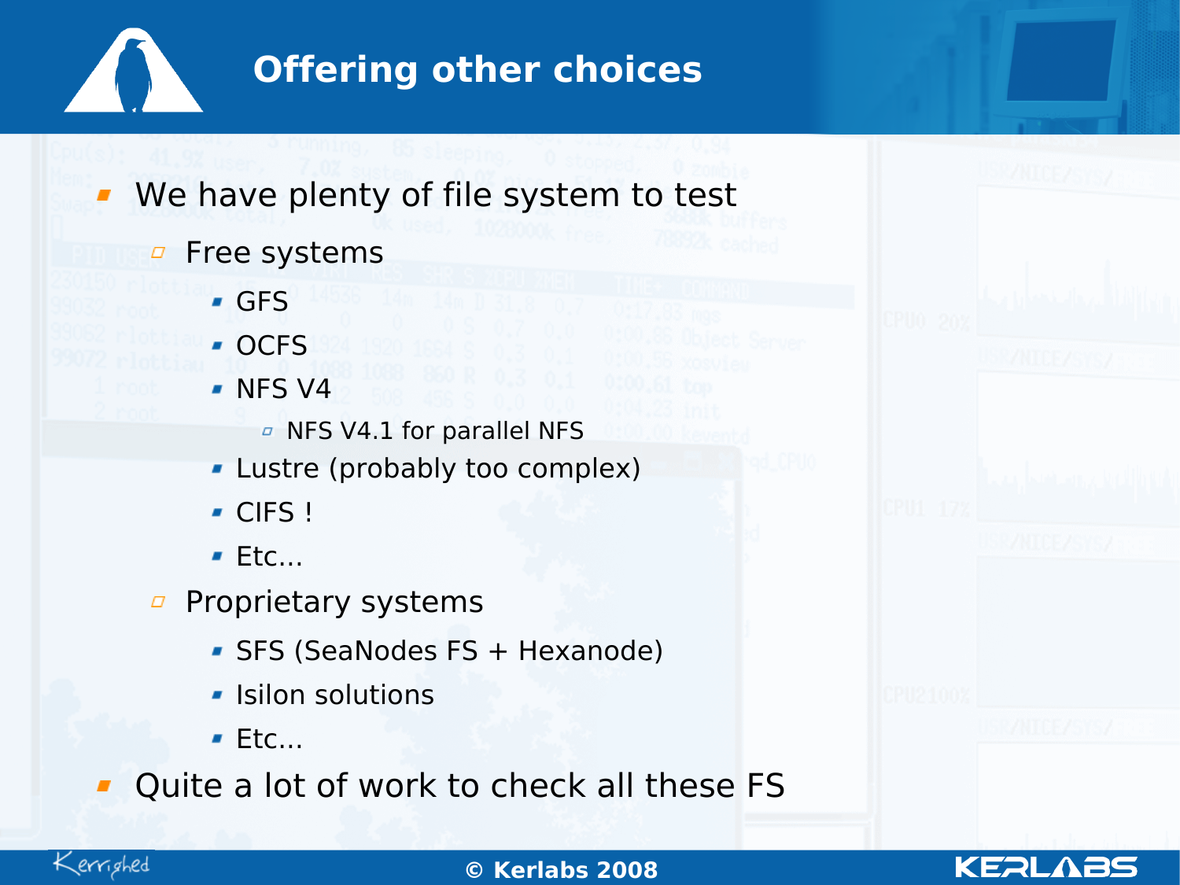# Offering other choices

- We have plenty of file system to test
  - Free systems
    - GFS
    - OCFS
    - NFS V4
      - NFS V4.1 for parallel NFS
    - Lustre (probably too complex)
    - CIFS !
    - Etc...
  - Proprietary systems
    - SFS (SeaNodes FS + Hexanode)
    - Isilon solutions
    - Etc...
- Quite a lot of work to check all these FS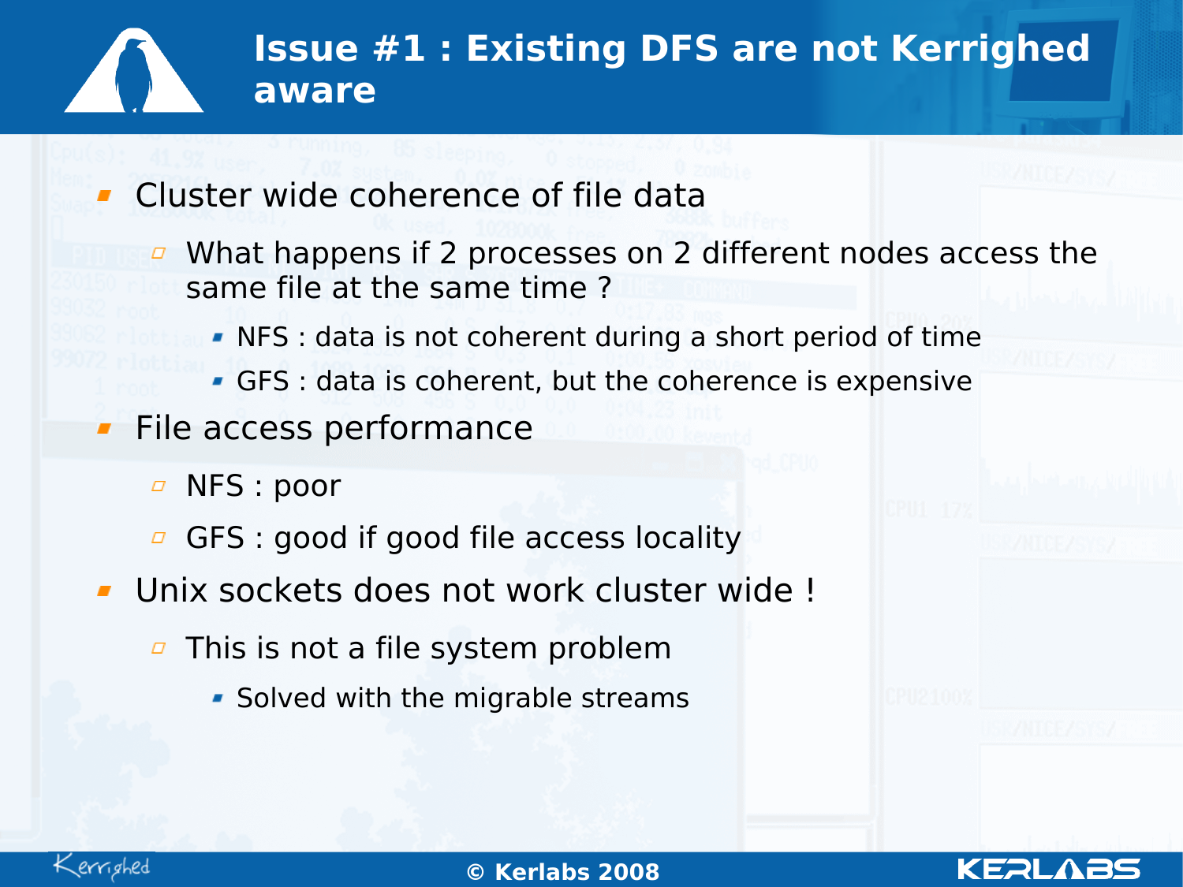# Issue #1 : Existing DFS are not Kerrighed aware

- Cluster wide coherence of file data
  - What happens if 2 processes on 2 different nodes access the same file at the same time ?
    - NFS : data is not coherent during a short period of time
    - GFS : data is coherent, but the coherence is expensive
- File access performance
  - NFS : poor
  - GFS : good if good file access locality
- Unix sockets does not work cluster wide !
  - This is not a file system problem
    - Solved with the migrable streams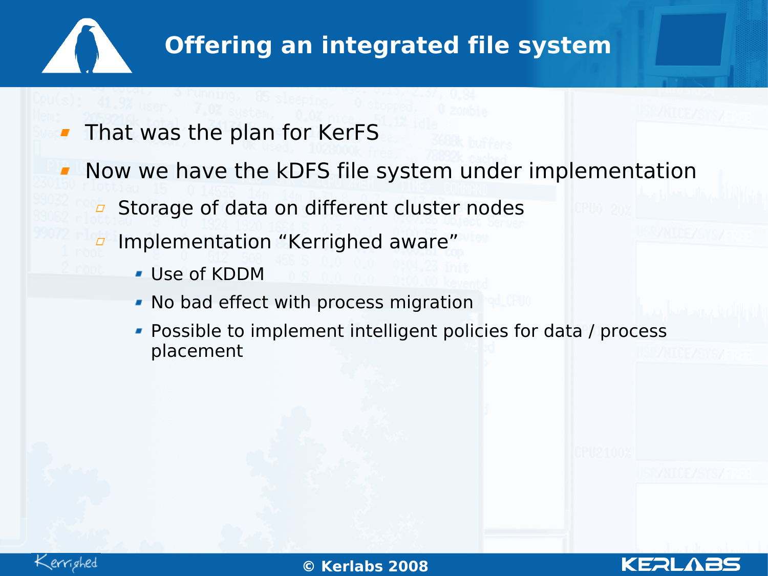# Offering an integrated file system

- That was the plan for KerFS
- Now we have the kDFS file system under implementation
  - Storage of data on different cluster nodes
  - Implementation “Kerrighed aware”
    - Use of KDDM
    - No bad effect with process migration
    - Possible to implement intelligent policies for data / process placement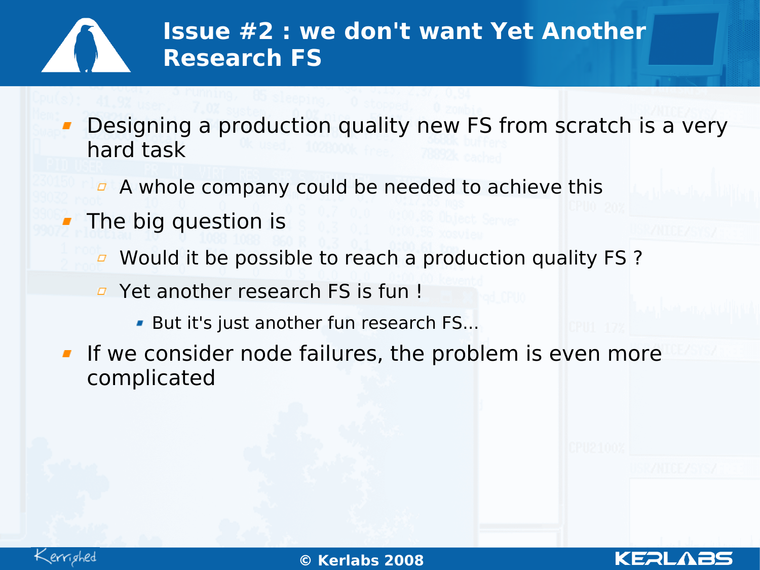# Issue #2 : we don't want Yet Another Research FS

- Designing a production quality new FS from scratch is a very hard task
  - A whole company could be needed to achieve this
- The big question is
  - Would it be possible to reach a production quality FS ?
  - Yet another research FS is fun !
    - But it's just another fun research FS...
- If we consider node failures, the problem is even more complicated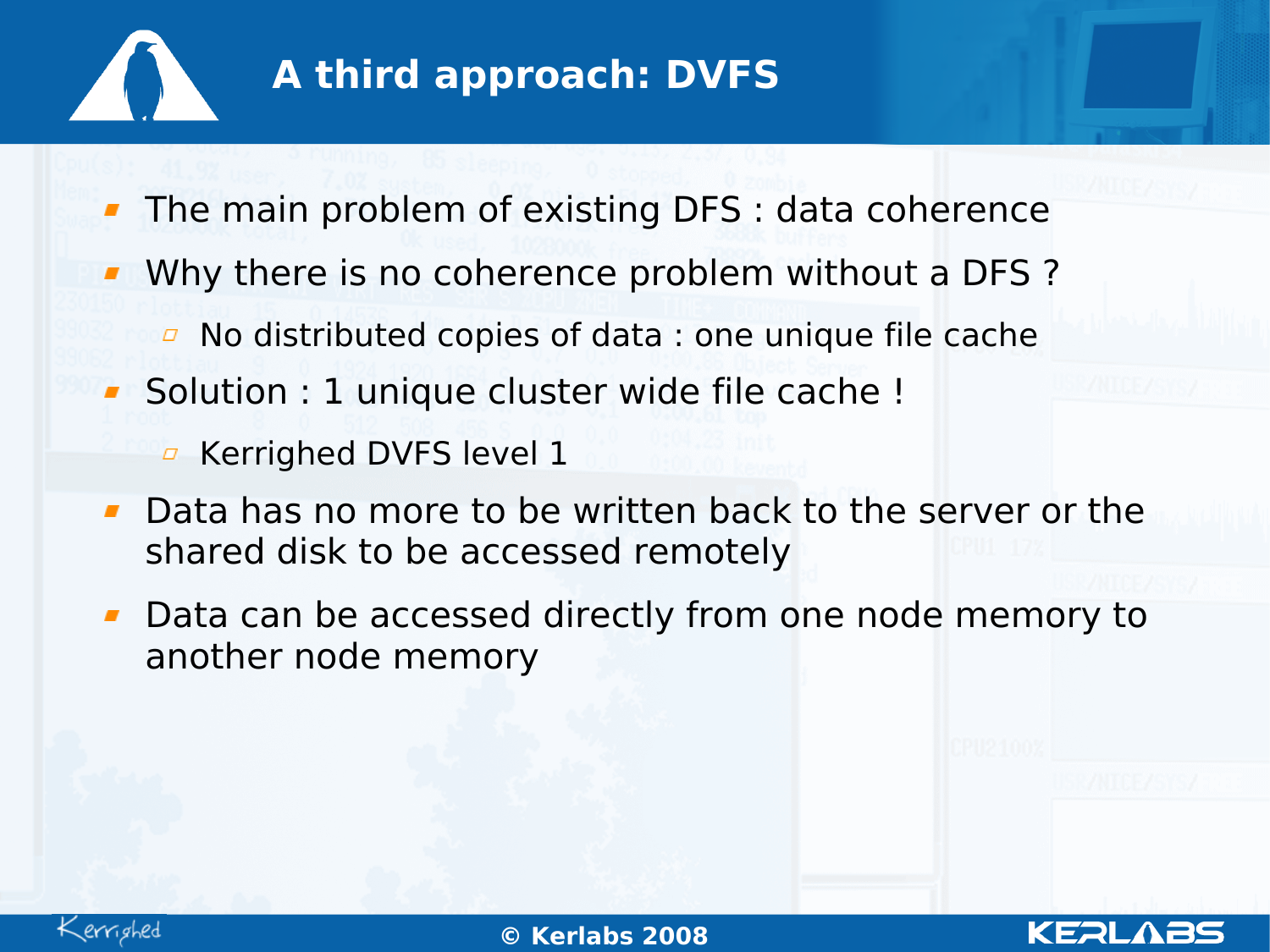# A third approach: DVFS

- The main problem of existing DFS : data coherence
- Why there is no coherence problem without a DFS ?
  - No distributed copies of data : one unique file cache
- Solution : 1 unique cluster wide file cache !
  - Kerrighed DVFS level 1
- Data has no more to be written back to the server or the shared disk to be accessed remotely
- Data can be accessed directly from one node memory to another node memory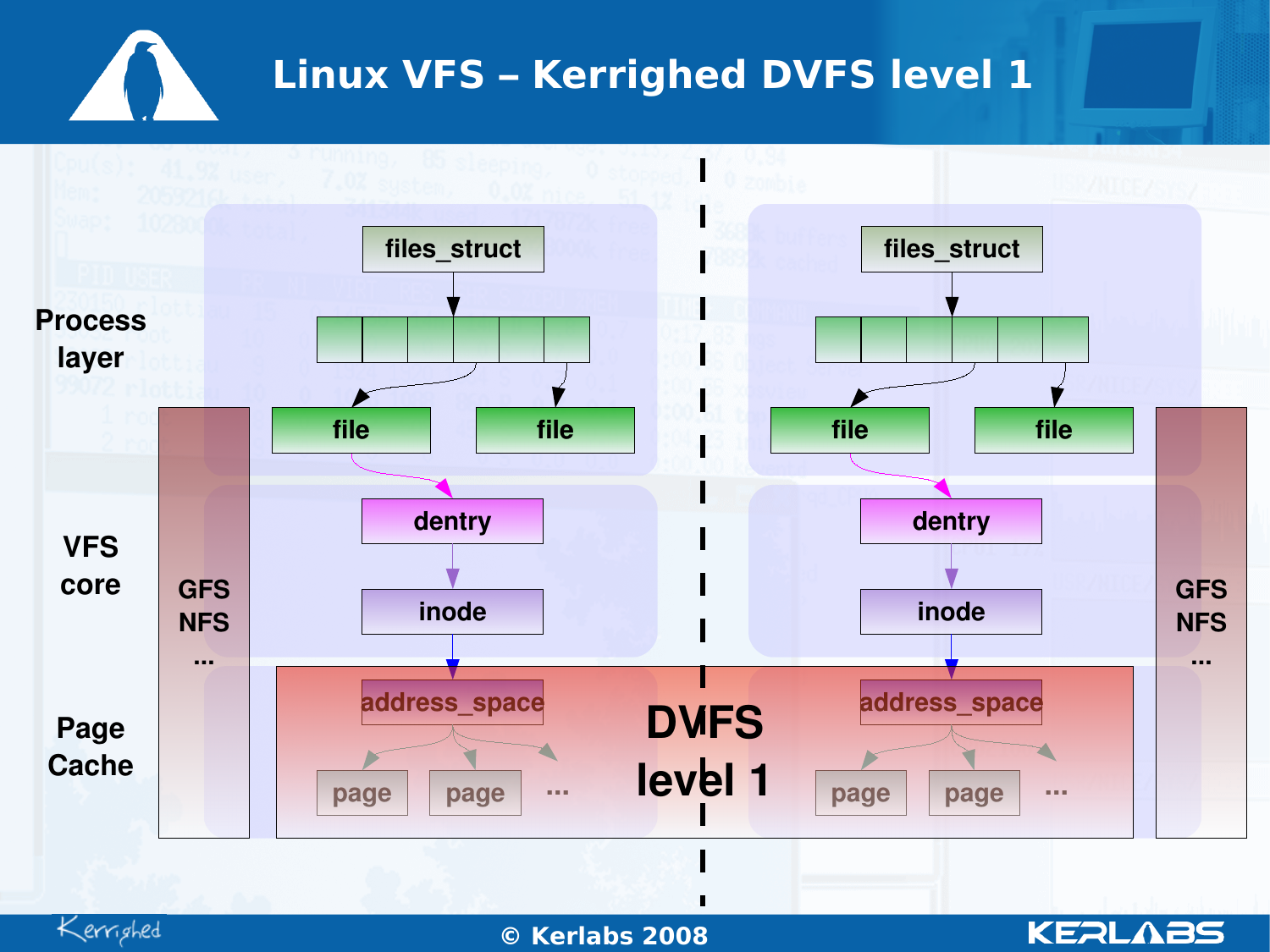# Linux VFS – Kerrighed DVFS level 1

**Process layer**

- files_struct → file, file

**VFS core**

- dentry
- inode

**Page Cache**

- address_space
- page, page, ...

GFS
NFS
...

**DVFS level 1**

© Kerlabs 2008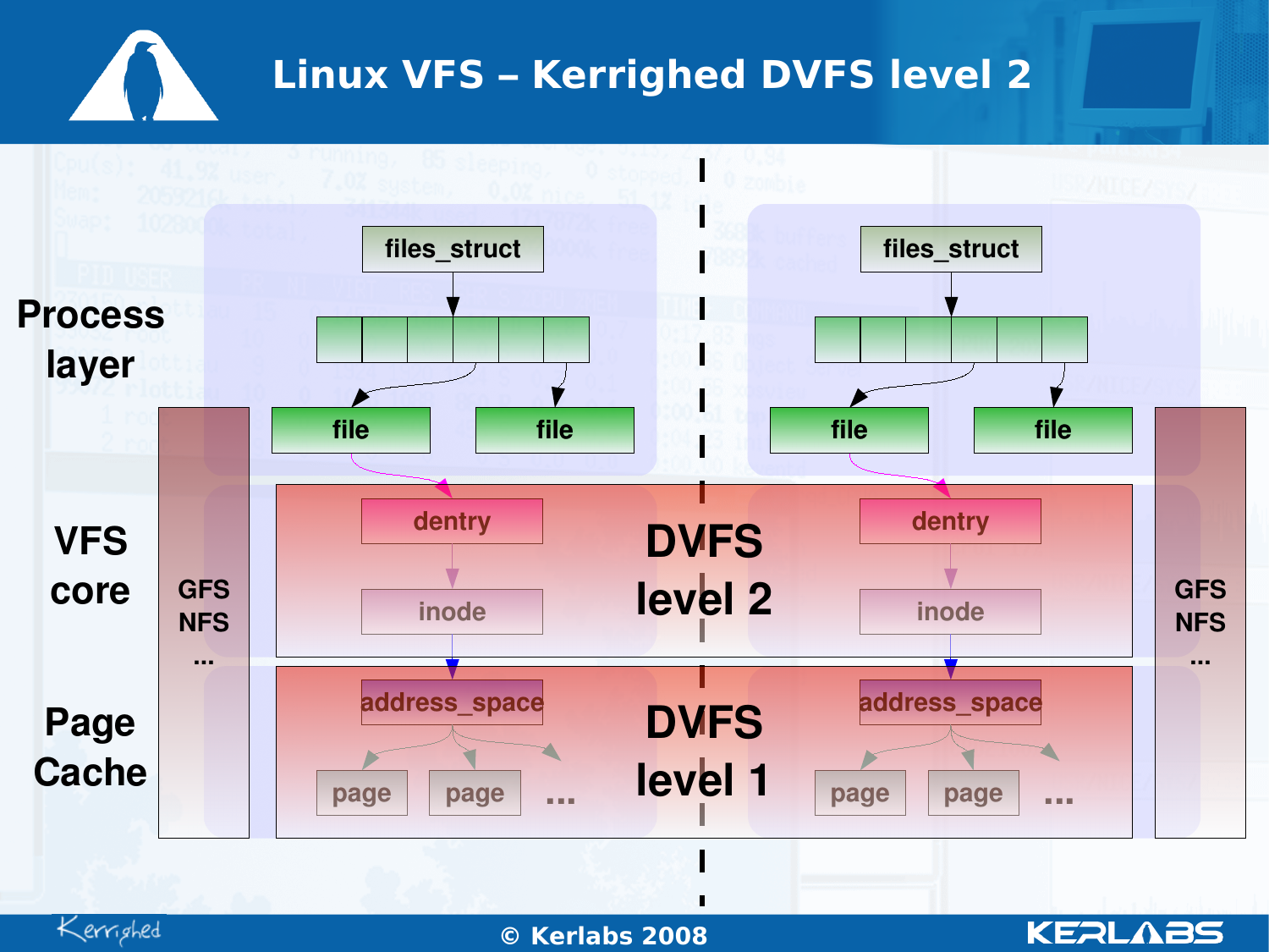# Linux VFS – Kerrighed DVFS level 2

**Process layer**

files_struct → file, file

files_struct → file, file

**VFS core**

GFS NFS ...

dentry → inode

**DVFS level 2**

dentry → inode

GFS NFS ...

**Page Cache**

address_space → page, page ...

**DVFS level 1**

address_space → page, page ...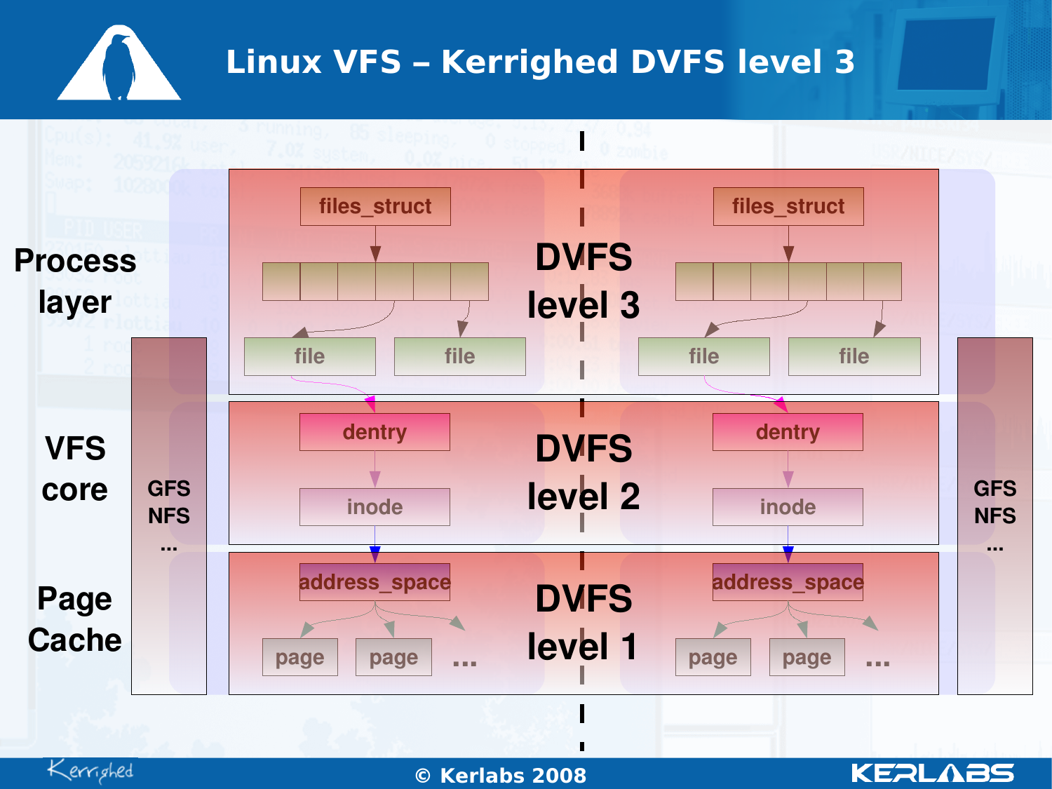# Linux VFS – Kerrighed DVFS level 3

**Process layer**

- files_struct → file, file
- files_struct → file, file

**DVFS level 3**

**VFS core**

- dentry → inode
- dentry → inode

**DVFS level 2**

**Page Cache**

- address_space → page, page, ...
- address_space → page, page, ...

**DVFS level 1**

GFS
NFS
...

GFS
NFS
...

© Kerlabs 2008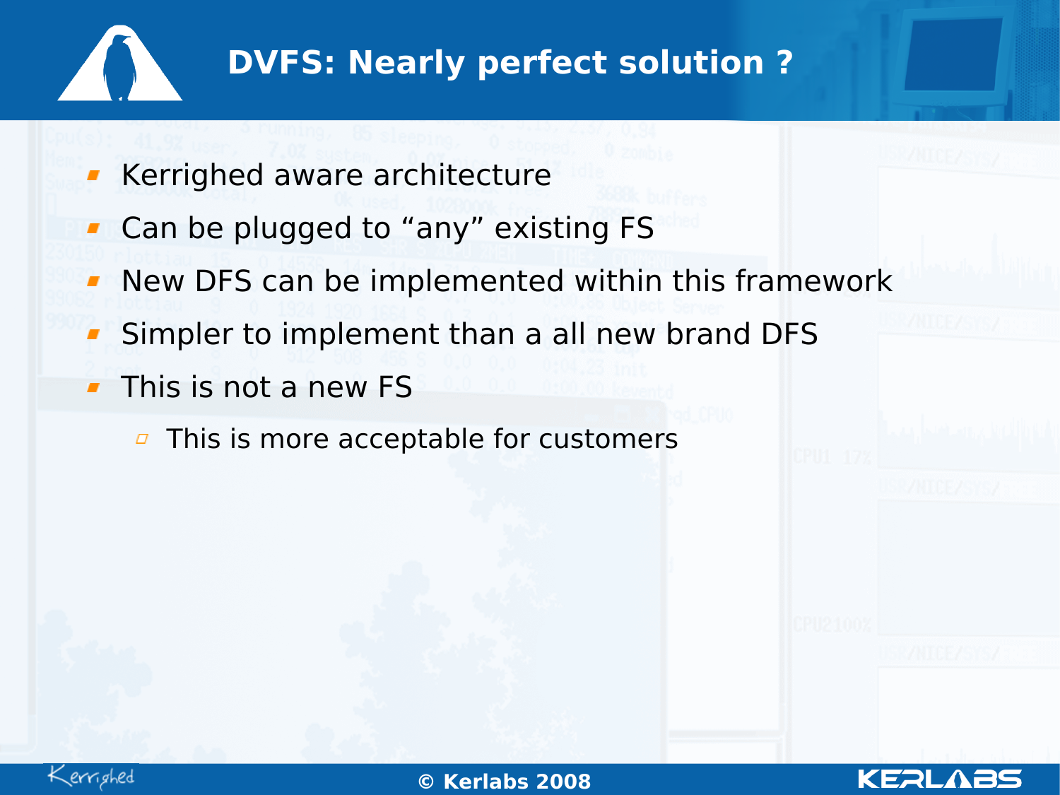# DVFS: Nearly perfect solution ?

- Kerrighed aware architecture
- Can be plugged to “any” existing FS
- New DFS can be implemented within this framework
- Simpler to implement than a all new brand DFS
- This is not a new FS
  - This is more acceptable for customers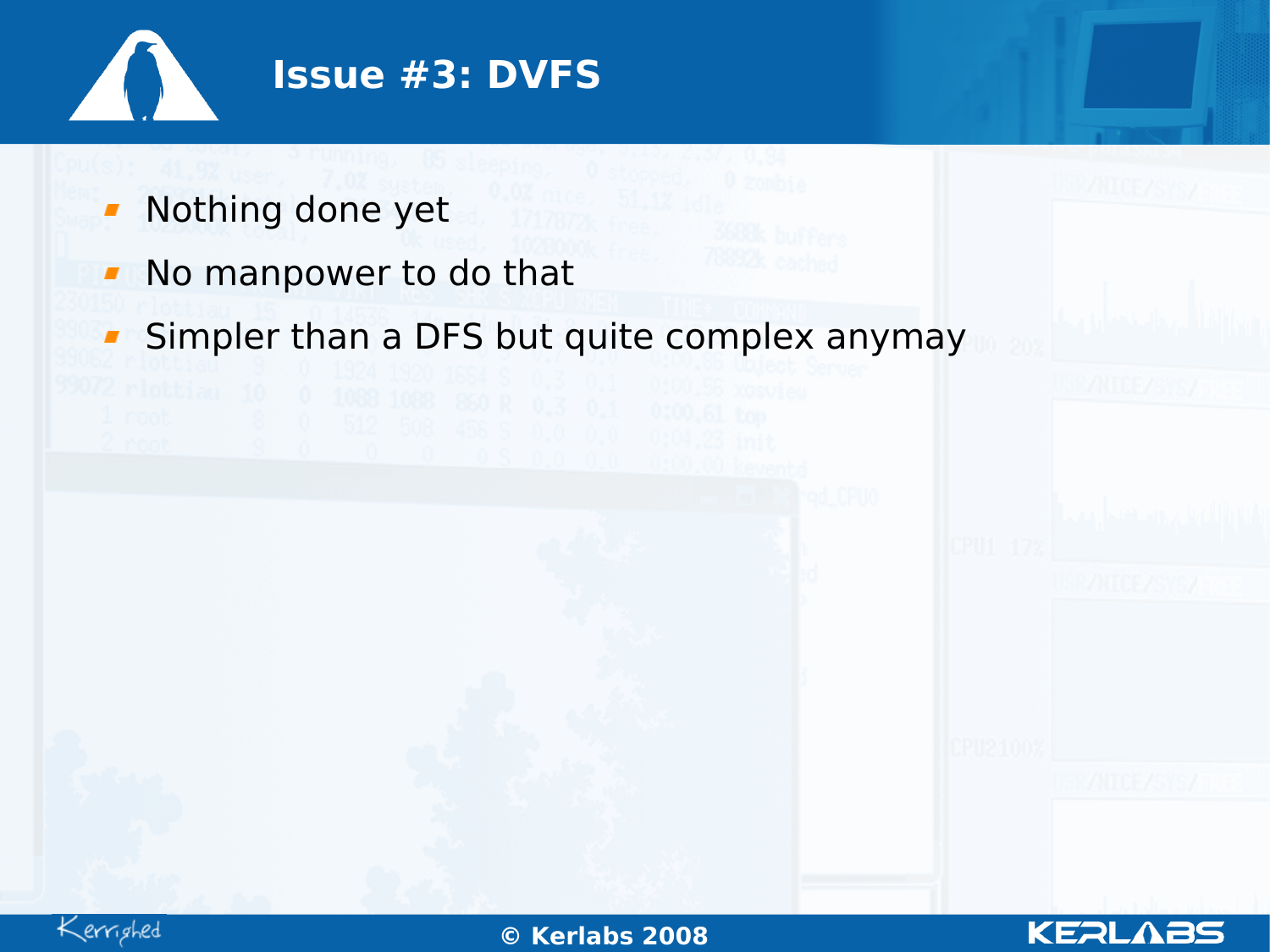# Issue #3: DVFS

- Nothing done yet
- No manpower to do that
- Simpler than a DFS but quite complex anymay